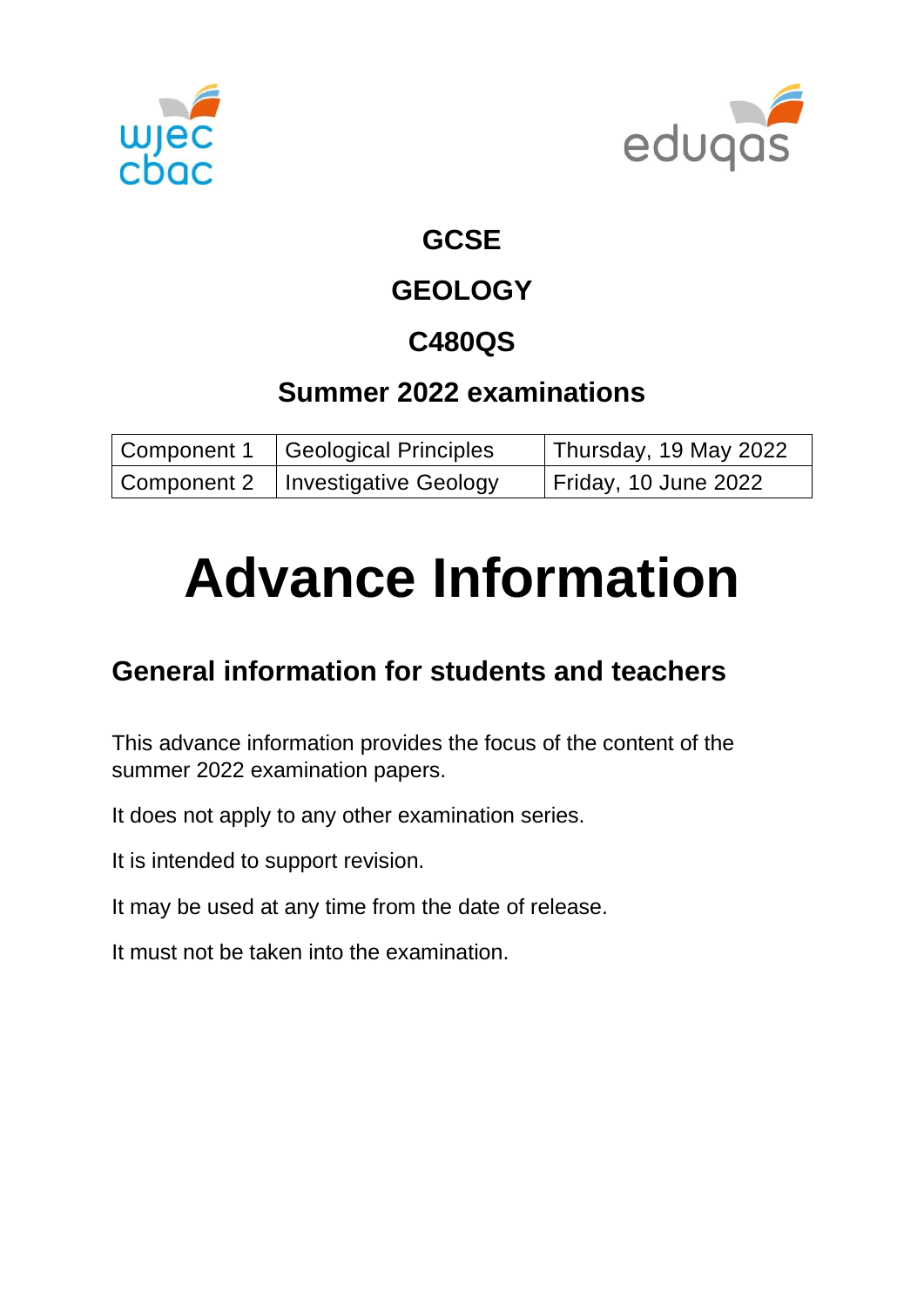# GCSE

# GEOLOGY

# C480QS

## Summer 2022 examinations

| Component 1 | Geological Principles | Thursday, 19 May 2022 |
|---|---|---|
| Component 2 | Investigative Geology | Friday, 10 June 2022 |

# Advance Information

## General information for students and teachers

This advance information provides the focus of the content of the summer 2022 examination papers.

It does not apply to any other examination series.

It is intended to support revision.

It may be used at any time from the date of release.

It must not be taken into the examination.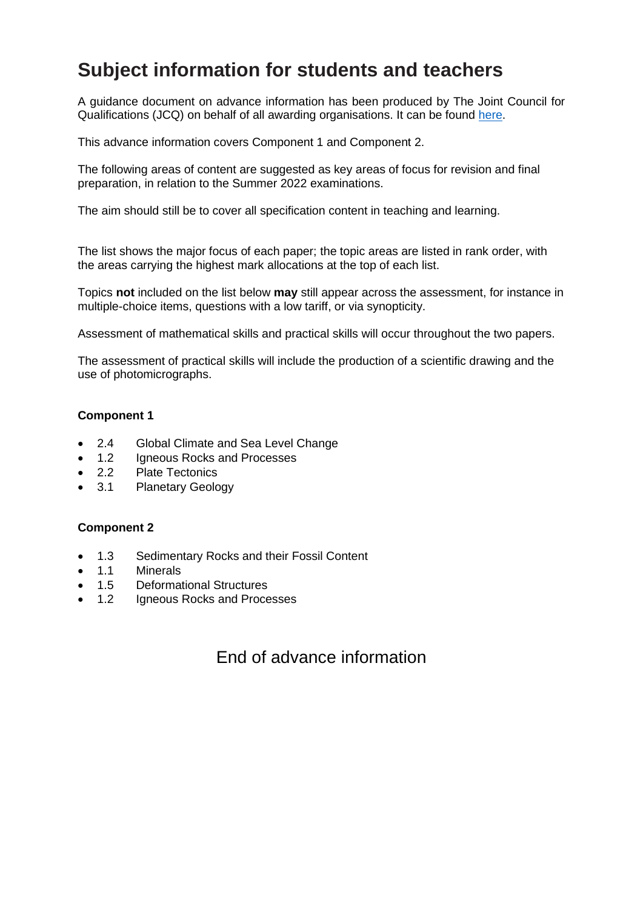# Subject information for students and teachers

A guidance document on advance information has been produced by The Joint Council for Qualifications (JCQ) on behalf of all awarding organisations. It can be found here.

This advance information covers Component 1 and Component 2.

The following areas of content are suggested as key areas of focus for revision and final preparation, in relation to the Summer 2022 examinations.

The aim should still be to cover all specification content in teaching and learning.

The list shows the major focus of each paper; the topic areas are listed in rank order, with the areas carrying the highest mark allocations at the top of each list.

Topics **not** included on the list below **may** still appear across the assessment, for instance in multiple-choice items, questions with a low tariff, or via synopticity.

Assessment of mathematical skills and practical skills will occur throughout the two papers.

The assessment of practical skills will include the production of a scientific drawing and the use of photomicrographs.

**Component 1**

- 2.4 Global Climate and Sea Level Change
- 1.2 Igneous Rocks and Processes
- 2.2 Plate Tectonics
- 3.1 Planetary Geology

**Component 2**

- 1.3 Sedimentary Rocks and their Fossil Content
- 1.1 Minerals
- 1.5 Deformational Structures
- 1.2 Igneous Rocks and Processes

End of advance information